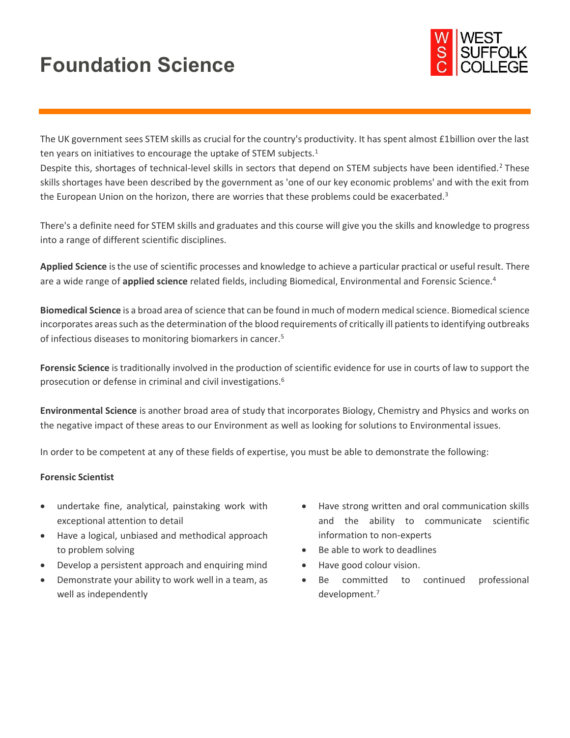# Foundation Science

WEST SUFFOLK COLLEGE

The UK government sees STEM skills as crucial for the country's productivity. It has spent almost £1billion over the last ten years on initiatives to encourage the uptake of STEM subjects.[1]
Despite this, shortages of technical-level skills in sectors that depend on STEM subjects have been identified.[2] These skills shortages have been described by the government as 'one of our key economic problems' and with the exit from the European Union on the horizon, there are worries that these problems could be exacerbated.[3]

There's a definite need for STEM skills and graduates and this course will give you the skills and knowledge to progress into a range of different scientific disciplines.

**Applied Science** is the use of scientific processes and knowledge to achieve a particular practical or useful result. There are a wide range of **applied science** related fields, including Biomedical, Environmental and Forensic Science.[4]

**Biomedical Science** is a broad area of science that can be found in much of modern medical science. Biomedical science incorporates areas such as the determination of the blood requirements of critically ill patients to identifying outbreaks of infectious diseases to monitoring biomarkers in cancer.[5]

**Forensic Science** is traditionally involved in the production of scientific evidence for use in courts of law to support the prosecution or defense in criminal and civil investigations.[6]

**Environmental Science** is another broad area of study that incorporates Biology, Chemistry and Physics and works on the negative impact of these areas to our Environment as well as looking for solutions to Environmental issues.

In order to be competent at any of these fields of expertise, you must be able to demonstrate the following:

**Forensic Scientist**

- undertake fine, analytical, painstaking work with exceptional attention to detail
- Have a logical, unbiased and methodical approach to problem solving
- Develop a persistent approach and enquiring mind
- Demonstrate your ability to work well in a team, as well as independently
- Have strong written and oral communication skills and the ability to communicate scientific information to non-experts
- Be able to work to deadlines
- Have good colour vision.
- Be committed to continued professional development.[7]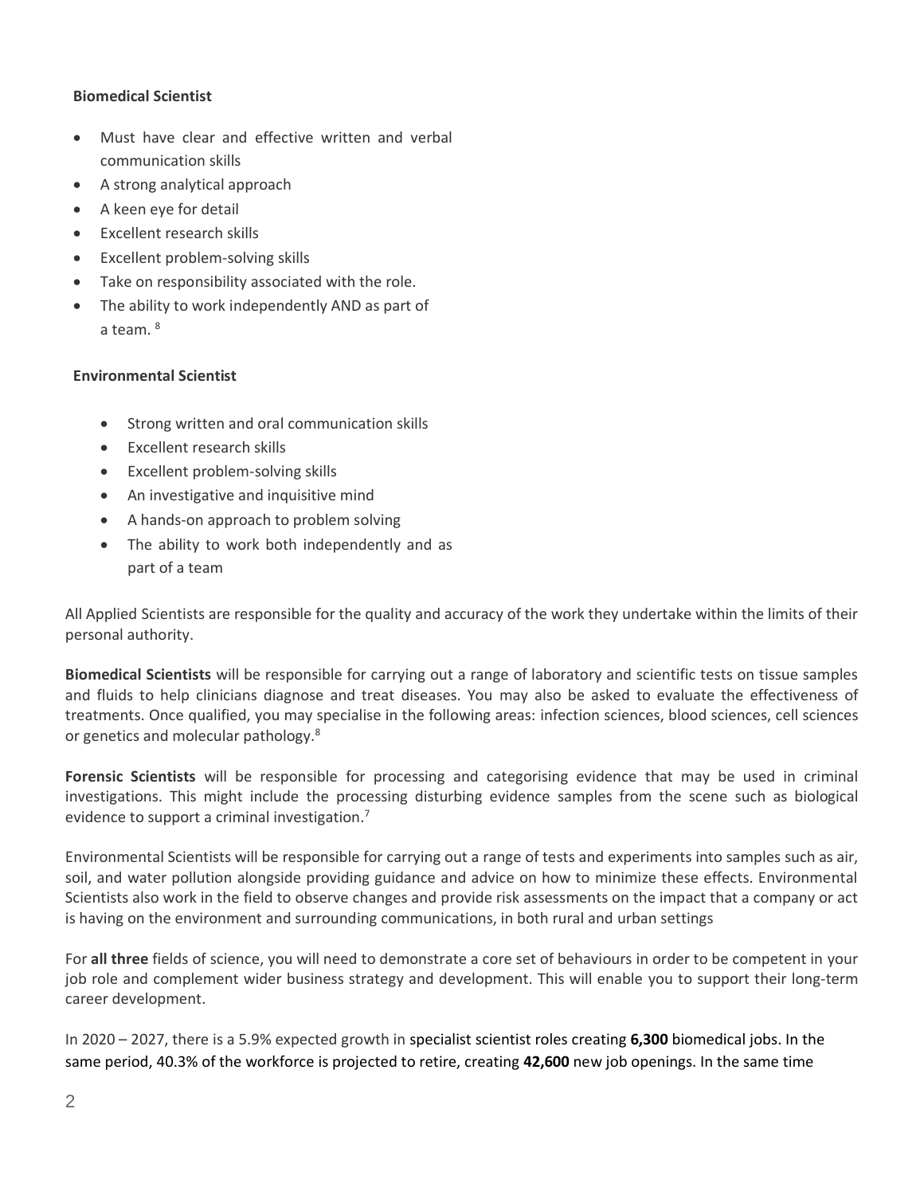**Biomedical Scientist**

- Must have clear and effective written and verbal communication skills
- A strong analytical approach
- A keen eye for detail
- Excellent research skills
- Excellent problem-solving skills
- Take on responsibility associated with the role.
- The ability to work independently AND as part of a team. [8]

**Environmental Scientist**

- Strong written and oral communication skills
- Excellent research skills
- Excellent problem-solving skills
- An investigative and inquisitive mind
- A hands-on approach to problem solving
- The ability to work both independently and as part of a team

All Applied Scientists are responsible for the quality and accuracy of the work they undertake within the limits of their personal authority.

**Biomedical Scientists** will be responsible for carrying out a range of laboratory and scientific tests on tissue samples and fluids to help clinicians diagnose and treat diseases. You may also be asked to evaluate the effectiveness of treatments. Once qualified, you may specialise in the following areas: infection sciences, blood sciences, cell sciences or genetics and molecular pathology.[8]

**Forensic Scientists** will be responsible for processing and categorising evidence that may be used in criminal investigations. This might include the processing disturbing evidence samples from the scene such as biological evidence to support a criminal investigation.[7]

Environmental Scientists will be responsible for carrying out a range of tests and experiments into samples such as air, soil, and water pollution alongside providing guidance and advice on how to minimize these effects. Environmental Scientists also work in the field to observe changes and provide risk assessments on the impact that a company or act is having on the environment and surrounding communications, in both rural and urban settings

For **all three** fields of science, you will need to demonstrate a core set of behaviours in order to be competent in your job role and complement wider business strategy and development. This will enable you to support their long-term career development.

In 2020 – 2027, there is a 5.9% expected growth in specialist scientist roles creating **6,300** biomedical jobs. In the same period, 40.3% of the workforce is projected to retire, creating **42,600** new job openings. In the same time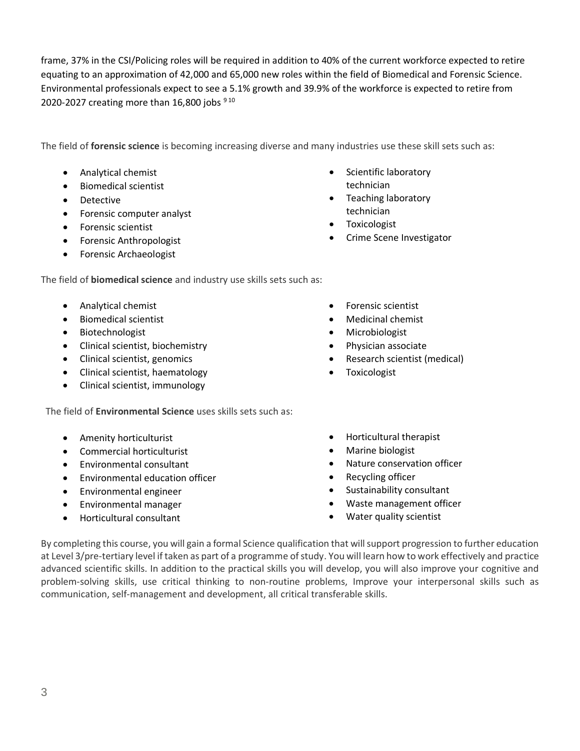frame, 37% in the CSI/Policing roles will be required in addition to 40% of the current workforce expected to retire equating to an approximation of 42,000 and 65,000 new roles within the field of Biomedical and Forensic Science. Environmental professionals expect to see a 5.1% growth and 39.9% of the workforce is expected to retire from 2020-2027 creating more than 16,800 jobs [9,10]

The field of **forensic science** is becoming increasing diverse and many industries use these skill sets such as:

- Analytical chemist
- Biomedical scientist
- Detective
- Forensic computer analyst
- Forensic scientist
- Forensic Anthropologist
- Forensic Archaeologist
- Scientific laboratory technician
- Teaching laboratory technician
- Toxicologist
- Crime Scene Investigator

The field of **biomedical science** and industry use skills sets such as:

- Analytical chemist
- Biomedical scientist
- Biotechnologist
- Clinical scientist, biochemistry
- Clinical scientist, genomics
- Clinical scientist, haematology
- Clinical scientist, immunology
- Forensic scientist
- Medicinal chemist
- Microbiologist
- Physician associate
- Research scientist (medical)
- Toxicologist

The field of **Environmental Science** uses skills sets such as:

- Amenity horticulturist
- Commercial horticulturist
- Environmental consultant
- Environmental education officer
- Environmental engineer
- Environmental manager
- Horticultural consultant
- Horticultural therapist
- Marine biologist
- Nature conservation officer
- Recycling officer
- Sustainability consultant
- Waste management officer
- Water quality scientist

By completing this course, you will gain a formal Science qualification that will support progression to further education at Level 3/pre-tertiary level if taken as part of a programme of study. You will learn how to work effectively and practice advanced scientific skills. In addition to the practical skills you will develop, you will also improve your cognitive and problem-solving skills, use critical thinking to non-routine problems, Improve your interpersonal skills such as communication, self-management and development, all critical transferable skills.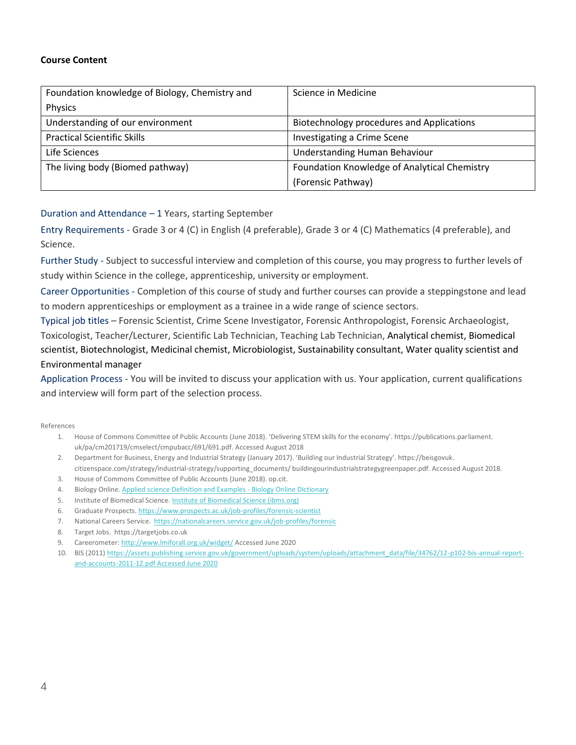**Course Content**

| | |
|---|---|
| Foundation knowledge of Biology, Chemistry and Physics | Science in Medicine |
| Understanding of our environment | Biotechnology procedures and Applications |
| Practical Scientific Skills | Investigating a Crime Scene |
| Life Sciences | Understanding Human Behaviour |
| The living body (Biomed pathway) | Foundation Knowledge of Analytical Chemistry (Forensic Pathway) |

Duration and Attendance – 1 Years, starting September

Entry Requirements - Grade 3 or 4 (C) in English (4 preferable), Grade 3 or 4 (C) Mathematics (4 preferable), and Science.

Further Study - Subject to successful interview and completion of this course, you may progress to further levels of study within Science in the college, apprenticeship, university or employment.

Career Opportunities - Completion of this course of study and further courses can provide a steppingstone and lead to modern apprenticeships or employment as a trainee in a wide range of science sectors.

Typical job titles – Forensic Scientist, Crime Scene Investigator, Forensic Anthropologist, Forensic Archaeologist, Toxicologist, Teacher/Lecturer, Scientific Lab Technician, Teaching Lab Technician, Analytical chemist, Biomedical scientist, Biotechnologist, Medicinal chemist, Microbiologist, Sustainability consultant, Water quality scientist and Environmental manager

Application Process - You will be invited to discuss your application with us. Your application, current qualifications and interview will form part of the selection process.

References

1. House of Commons Committee of Public Accounts (June 2018). 'Delivering STEM skills for the economy'. https://publications.parliament.uk/pa/cm201719/cmselect/cmpubacc/691/691.pdf. Accessed August 2018
2. Department for Business, Energy and Industrial Strategy (January 2017). 'Building our Industrial Strategy'. https://beisgovuk.citizenspace.com/strategy/industrial-strategy/supporting_documents/ buildingourindustrialstrategygreenpaper.pdf. Accessed August 2018.
3. House of Commons Committee of Public Accounts (June 2018). op.cit.
4. Biology Online. Applied science Definition and Examples - Biology Online Dictionary
5. Institute of Biomedical Science. Institute of Biomedical Science (ibms.org)
6. Graduate Prospects. https://www.prospects.ac.uk/job-profiles/forensic-scientist
7. National Careers Service. https://nationalcareers.service.gov.uk/job-profiles/forensic
8. Target Jobs. https://targetjobs.co.uk
9. Careerometer: http://www.lmiforall.org.uk/widget/ Accessed June 2020
10. BIS (2011) https://assets.publishing.service.gov.uk/government/uploads/system/uploads/attachment_data/file/34762/12-p102-bis-annual-report-and-accounts-2011-12.pdf Accessed June 2020